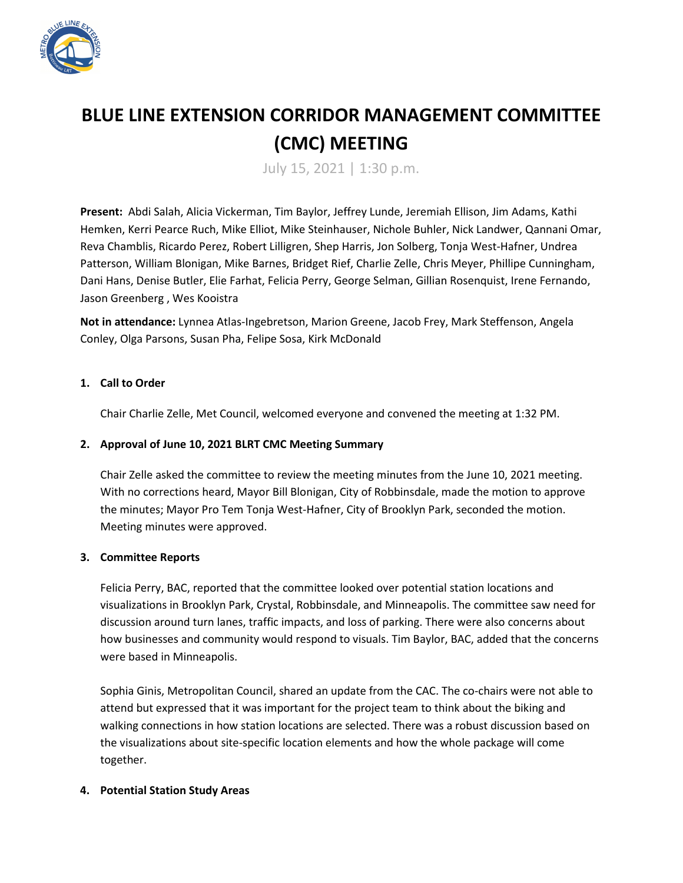# BLUE LINE EXTENSION CORRIDOR MANAGEMENT COMMITTEE (CMC) MEETING

July 15, 2021 | 1:30 p.m.

**Present:** Abdi Salah, Alicia Vickerman, Tim Baylor, Jeffrey Lunde, Jeremiah Ellison, Jim Adams, Kathi Hemken, Kerri Pearce Ruch, Mike Elliot, Mike Steinhauser, Nichole Buhler, Nick Landwer, Qannani Omar, Reva Chamblis, Ricardo Perez, Robert Lilligren, Shep Harris, Jon Solberg, Tonja West-Hafner, Undrea Patterson, William Blonigan, Mike Barnes, Bridget Rief, Charlie Zelle, Chris Meyer, Phillipe Cunningham, Dani Hans, Denise Butler, Elie Farhat, Felicia Perry, George Selman, Gillian Rosenquist, Irene Fernando, Jason Greenberg , Wes Kooistra

**Not in attendance:** Lynnea Atlas-Ingebretson, Marion Greene, Jacob Frey, Mark Steffenson, Angela Conley, Olga Parsons, Susan Pha, Felipe Sosa, Kirk McDonald

1. **Call to Order**

   Chair Charlie Zelle, Met Council, welcomed everyone and convened the meeting at 1:32 PM.

2. **Approval of June 10, 2021 BLRT CMC Meeting Summary**

   Chair Zelle asked the committee to review the meeting minutes from the June 10, 2021 meeting. With no corrections heard, Mayor Bill Blonigan, City of Robbinsdale, made the motion to approve the minutes; Mayor Pro Tem Tonja West-Hafner, City of Brooklyn Park, seconded the motion. Meeting minutes were approved.

3. **Committee Reports**

   Felicia Perry, BAC, reported that the committee looked over potential station locations and visualizations in Brooklyn Park, Crystal, Robbinsdale, and Minneapolis. The committee saw need for discussion around turn lanes, traffic impacts, and loss of parking. There were also concerns about how businesses and community would respond to visuals. Tim Baylor, BAC, added that the concerns were based in Minneapolis.

   Sophia Ginis, Metropolitan Council, shared an update from the CAC. The co-chairs were not able to attend but expressed that it was important for the project team to think about the biking and walking connections in how station locations are selected. There was a robust discussion based on the visualizations about site-specific location elements and how the whole package will come together.

4. **Potential Station Study Areas**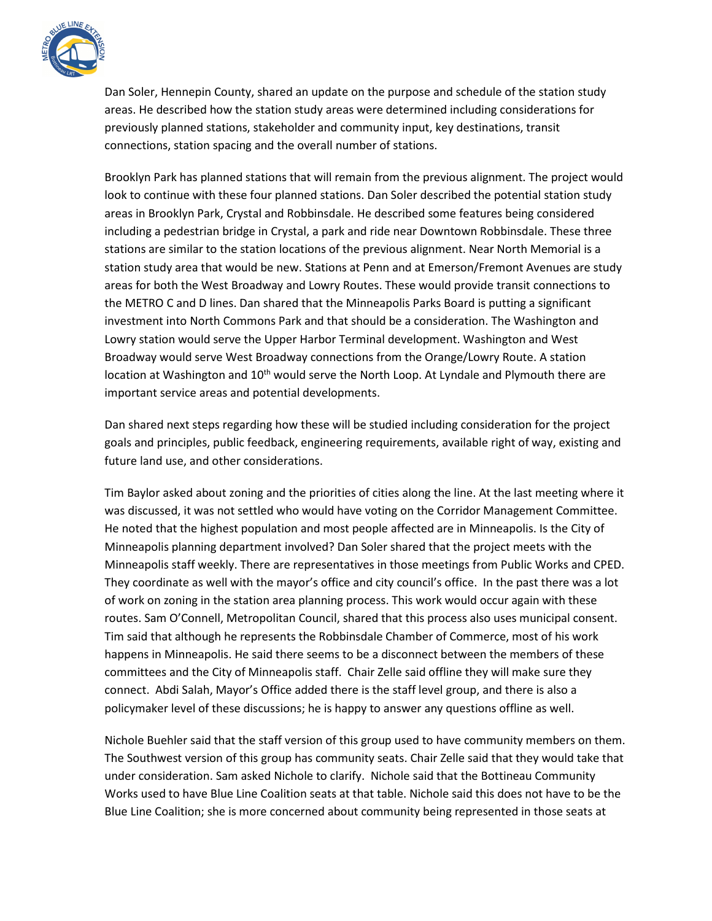Dan Soler, Hennepin County, shared an update on the purpose and schedule of the station study areas. He described how the station study areas were determined including considerations for previously planned stations, stakeholder and community input, key destinations, transit connections, station spacing and the overall number of stations.

Brooklyn Park has planned stations that will remain from the previous alignment. The project would look to continue with these four planned stations. Dan Soler described the potential station study areas in Brooklyn Park, Crystal and Robbinsdale. He described some features being considered including a pedestrian bridge in Crystal, a park and ride near Downtown Robbinsdale. These three stations are similar to the station locations of the previous alignment. Near North Memorial is a station study area that would be new. Stations at Penn and at Emerson/Fremont Avenues are study areas for both the West Broadway and Lowry Routes. These would provide transit connections to the METRO C and D lines. Dan shared that the Minneapolis Parks Board is putting a significant investment into North Commons Park and that should be a consideration. The Washington and Lowry station would serve the Upper Harbor Terminal development. Washington and West Broadway would serve West Broadway connections from the Orange/Lowry Route. A station location at Washington and 10th would serve the North Loop. At Lyndale and Plymouth there are important service areas and potential developments.

Dan shared next steps regarding how these will be studied including consideration for the project goals and principles, public feedback, engineering requirements, available right of way, existing and future land use, and other considerations.

Tim Baylor asked about zoning and the priorities of cities along the line. At the last meeting where it was discussed, it was not settled who would have voting on the Corridor Management Committee. He noted that the highest population and most people affected are in Minneapolis. Is the City of Minneapolis planning department involved? Dan Soler shared that the project meets with the Minneapolis staff weekly. There are representatives in those meetings from Public Works and CPED. They coordinate as well with the mayor's office and city council's office. In the past there was a lot of work on zoning in the station area planning process. This work would occur again with these routes. Sam O'Connell, Metropolitan Council, shared that this process also uses municipal consent. Tim said that although he represents the Robbinsdale Chamber of Commerce, most of his work happens in Minneapolis. He said there seems to be a disconnect between the members of these committees and the City of Minneapolis staff. Chair Zelle said offline they will make sure they connect. Abdi Salah, Mayor's Office added there is the staff level group, and there is also a policymaker level of these discussions; he is happy to answer any questions offline as well.

Nichole Buehler said that the staff version of this group used to have community members on them. The Southwest version of this group has community seats. Chair Zelle said that they would take that under consideration. Sam asked Nichole to clarify. Nichole said that the Bottineau Community Works used to have Blue Line Coalition seats at that table. Nichole said this does not have to be the Blue Line Coalition; she is more concerned about community being represented in those seats at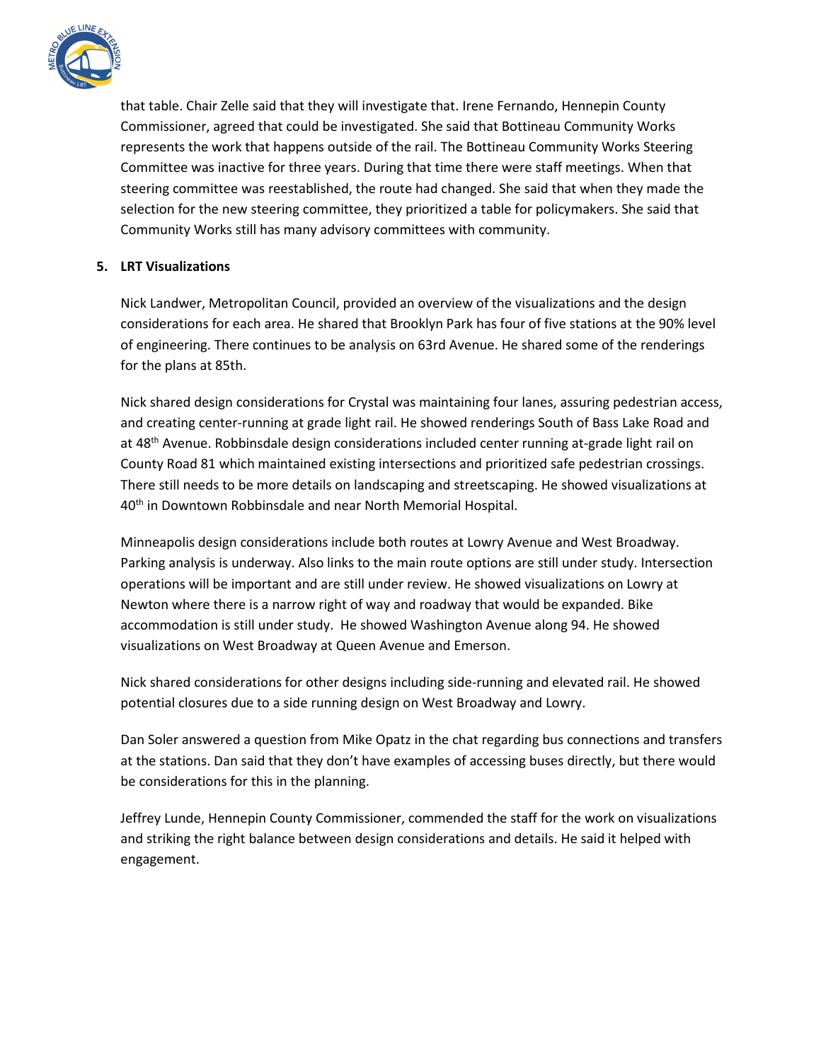that table. Chair Zelle said that they will investigate that. Irene Fernando, Hennepin County Commissioner, agreed that could be investigated. She said that Bottineau Community Works represents the work that happens outside of the rail. The Bottineau Community Works Steering Committee was inactive for three years. During that time there were staff meetings. When that steering committee was reestablished, the route had changed. She said that when they made the selection for the new steering committee, they prioritized a table for policymakers. She said that Community Works still has many advisory committees with community.

**5. LRT Visualizations**

Nick Landwer, Metropolitan Council, provided an overview of the visualizations and the design considerations for each area. He shared that Brooklyn Park has four of five stations at the 90% level of engineering. There continues to be analysis on 63rd Avenue. He shared some of the renderings for the plans at 85th.

Nick shared design considerations for Crystal was maintaining four lanes, assuring pedestrian access, and creating center-running at grade light rail. He showed renderings South of Bass Lake Road and at 48th Avenue. Robbinsdale design considerations included center running at-grade light rail on County Road 81 which maintained existing intersections and prioritized safe pedestrian crossings. There still needs to be more details on landscaping and streetscaping. He showed visualizations at 40th in Downtown Robbinsdale and near North Memorial Hospital.

Minneapolis design considerations include both routes at Lowry Avenue and West Broadway. Parking analysis is underway. Also links to the main route options are still under study. Intersection operations will be important and are still under review. He showed visualizations on Lowry at Newton where there is a narrow right of way and roadway that would be expanded. Bike accommodation is still under study. He showed Washington Avenue along 94. He showed visualizations on West Broadway at Queen Avenue and Emerson.

Nick shared considerations for other designs including side-running and elevated rail. He showed potential closures due to a side running design on West Broadway and Lowry.

Dan Soler answered a question from Mike Opatz in the chat regarding bus connections and transfers at the stations. Dan said that they don't have examples of accessing buses directly, but there would be considerations for this in the planning.

Jeffrey Lunde, Hennepin County Commissioner, commended the staff for the work on visualizations and striking the right balance between design considerations and details. He said it helped with engagement.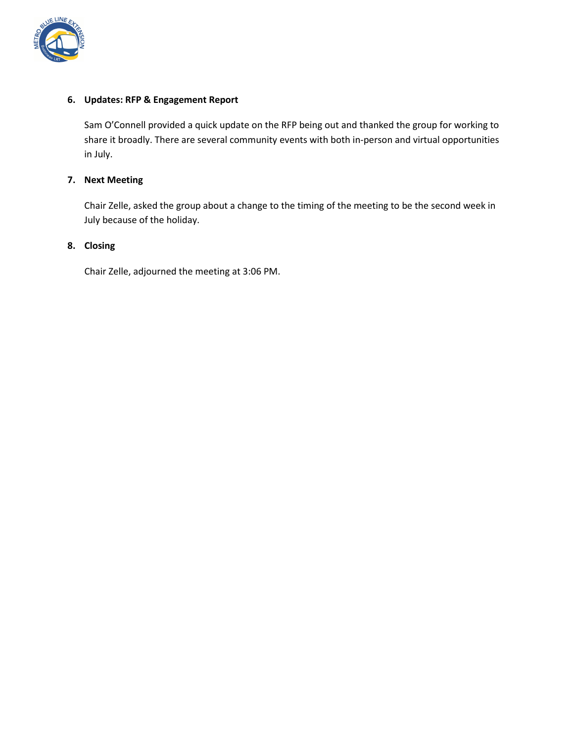6. **Updates: RFP & Engagement Report**

   Sam O'Connell provided a quick update on the RFP being out and thanked the group for working to share it broadly. There are several community events with both in-person and virtual opportunities in July.

7. **Next Meeting**

   Chair Zelle, asked the group about a change to the timing of the meeting to be the second week in July because of the holiday.

8. **Closing**

   Chair Zelle, adjourned the meeting at 3:06 PM.